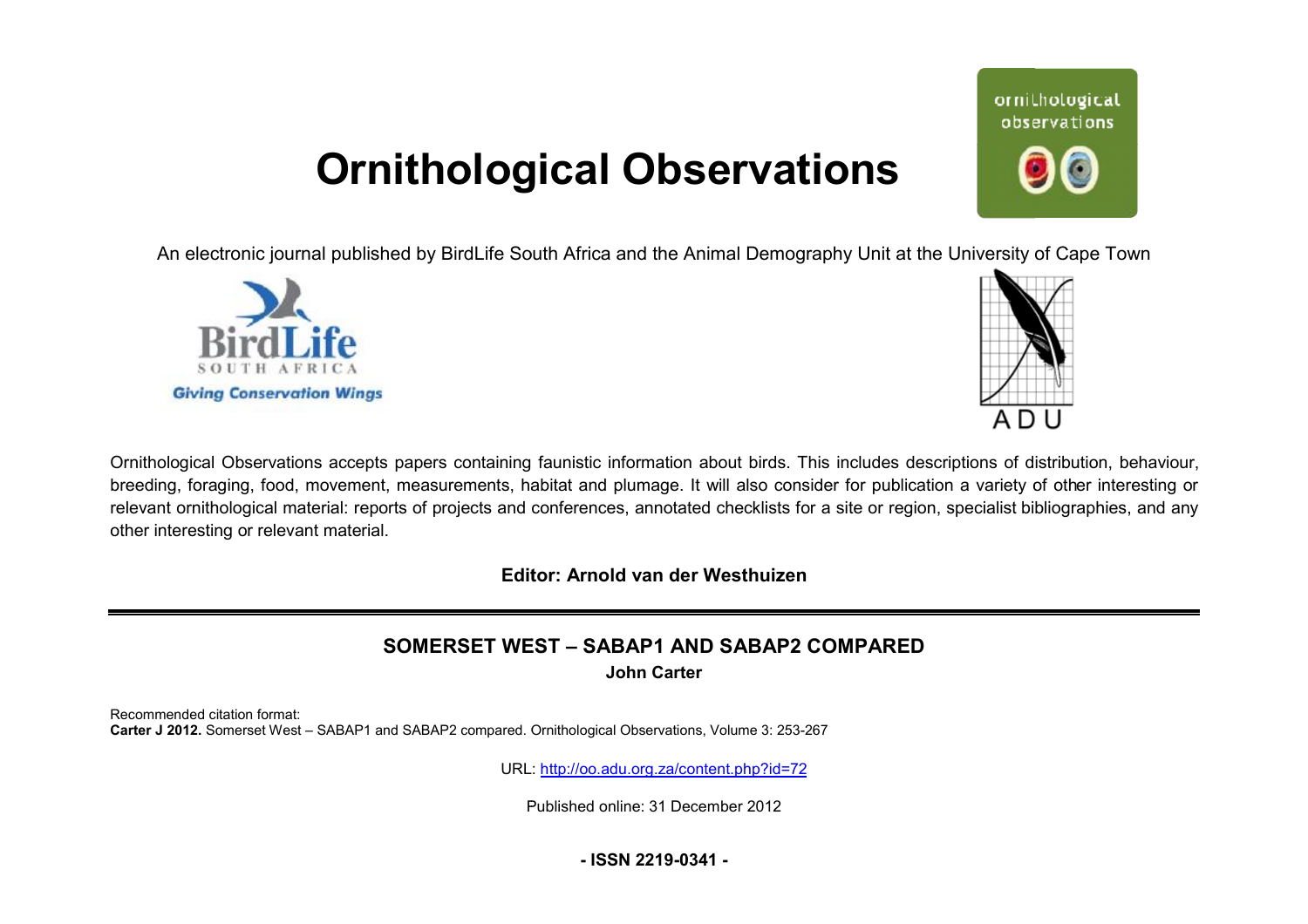# Ornithological Observations

An electronic journal published by BirdLife South Africa and the Animal Demography Unit at the University of Cape Town

Ornithological Observations accepts papers containing faunistic information about birds. This includes descriptions of distribution, behaviour, breeding, foraging, food, movement, measurements, habitat and plumage. It will also consider for publication a variety of other interesting or relevant ornithological material: reports of projects and conferences, annotated checklists for a site or region, specialist bibliographies, and any other interesting or relevant material.

**Editor: Arnold van der Westhuizen**

---

## SOMERSET WEST – SABAP1 AND SABAP2 COMPARED

**John Carter**

Recommended citation format:
**Carter J 2012.** Somerset West – SABAP1 and SABAP2 compared. Ornithological Observations, Volume 3: 253-267

URL: http://oo.adu.org.za/content.php?id=72

Published online: 31 December 2012

**- ISSN 2219-0341 -**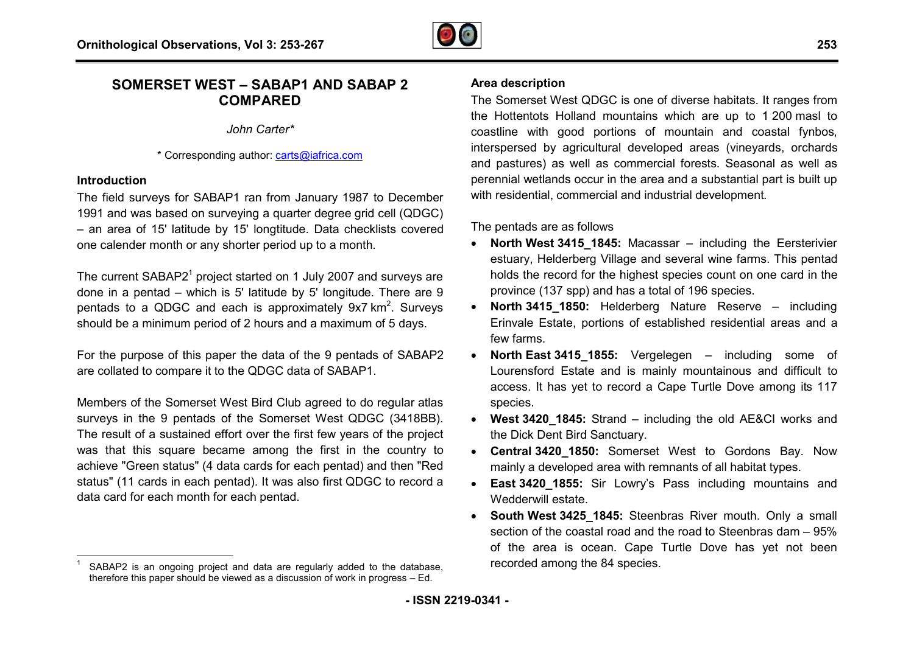# SOMERSET WEST – SABAP1 AND SABAP 2 COMPARED

*John Carter\**

\* Corresponding author: carts@iafrica.com

## Introduction

The field surveys for SABAP1 ran from January 1987 to December 1991 and was based on surveying a quarter degree grid cell (QDGC) – an area of 15' latitude by 15' longtitude. Data checklists covered one calender month or any shorter period up to a month.

The current SABAP2[1] project started on 1 July 2007 and surveys are done in a pentad – which is 5' latitude by 5' longitude. There are 9 pentads to a QDGC and each is approximately 9x7 km$^2$. Surveys should be a minimum period of 2 hours and a maximum of 5 days.

For the purpose of this paper the data of the 9 pentads of SABAP2 are collated to compare it to the QDGC data of SABAP1.

Members of the Somerset West Bird Club agreed to do regular atlas surveys in the 9 pentads of the Somerset West QDGC (3418BB). The result of a sustained effort over the first few years of the project was that this square became among the first in the country to achieve "Green status" (4 data cards for each pentad) and then "Red status" (11 cards in each pentad). It was also first QDGC to record a data card for each month for each pentad.

[1] SABAP2 is an ongoing project and data are regularly added to the database, therefore this paper should be viewed as a discussion of work in progress – Ed.

## Area description

The Somerset West QDGC is one of diverse habitats. It ranges from the Hottentots Holland mountains which are up to 1 200 masl to coastline with good portions of mountain and coastal fynbos, interspersed by agricultural developed areas (vineyards, orchards and pastures) as well as commercial forests. Seasonal as well as perennial wetlands occur in the area and a substantial part is built up with residential, commercial and industrial development.

The pentads are as follows

- **North West 3415_1845:** Macassar – including the Eersterivier estuary, Helderberg Village and several wine farms. This pentad holds the record for the highest species count on one card in the province (137 spp) and has a total of 196 species.
- **North 3415_1850:** Helderberg Nature Reserve – including Erinvale Estate, portions of established residential areas and a few farms.
- **North East 3415_1855:** Vergelegen – including some of Lourensford Estate and is mainly mountainous and difficult to access. It has yet to record a Cape Turtle Dove among its 117 species.
- **West 3420_1845:** Strand – including the old AE&CI works and the Dick Dent Bird Sanctuary.
- **Central 3420_1850:** Somerset West to Gordons Bay. Now mainly a developed area with remnants of all habitat types.
- **East 3420_1855:** Sir Lowry's Pass including mountains and Wedderwill estate.
- **South West 3425_1845:** Steenbras River mouth. Only a small section of the coastal road and the road to Steenbras dam – 95% of the area is ocean. Cape Turtle Dove has yet not been recorded among the 84 species.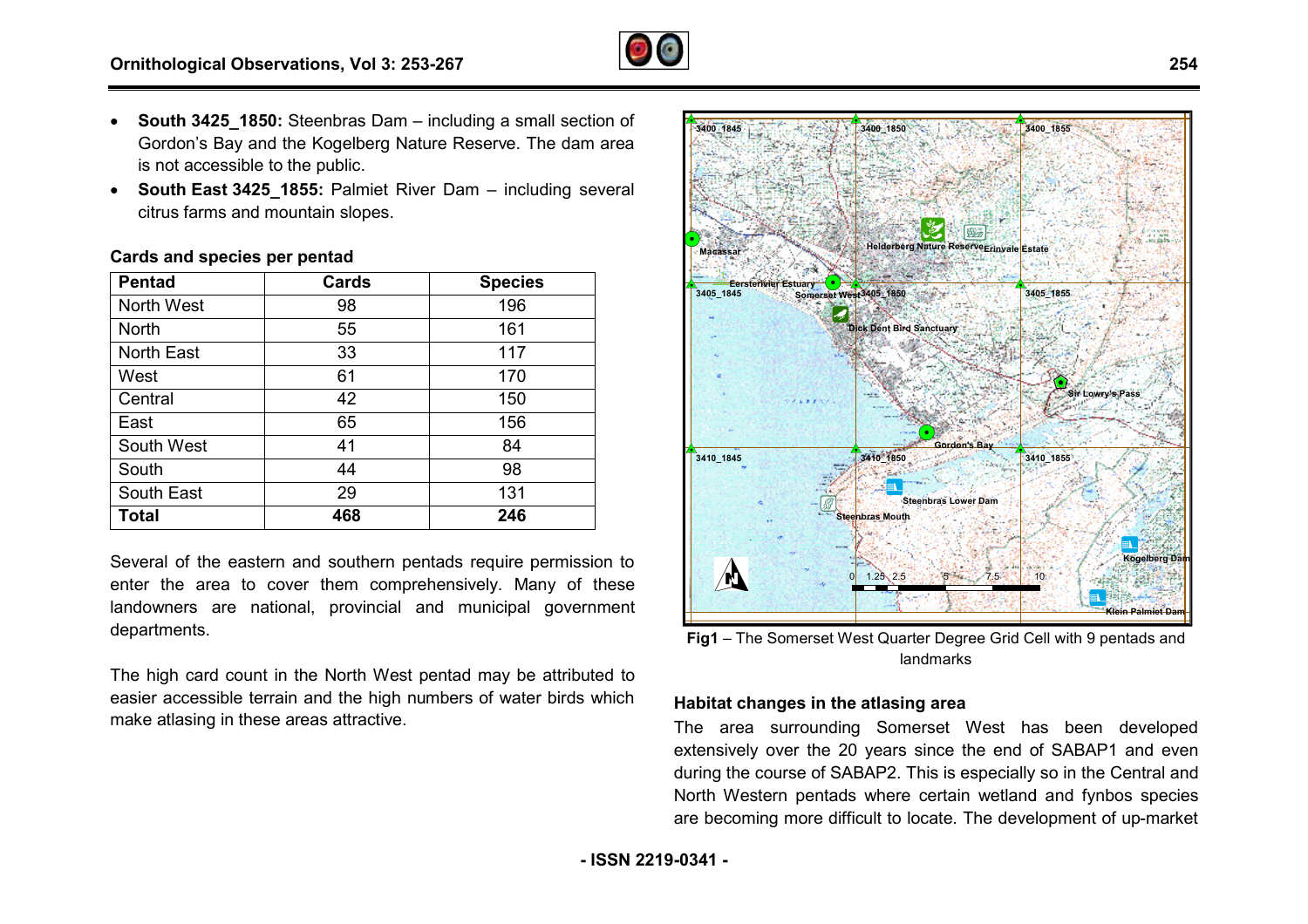- **South 3425_1850:** Steenbras Dam – including a small section of Gordon's Bay and the Kogelberg Nature Reserve. The dam area is not accessible to the public.
- **South East 3425_1855:** Palmiet River Dam – including several citrus farms and mountain slopes.

**Cards and species per pentad**

| Pentad | Cards | Species |
|---|---|---|
| North West | 98 | 196 |
| North | 55 | 161 |
| North East | 33 | 117 |
| West | 61 | 170 |
| Central | 42 | 150 |
| East | 65 | 156 |
| South West | 41 | 84 |
| South | 44 | 98 |
| South East | 29 | 131 |
| **Total** | **468** | **246** |

Several of the eastern and southern pentads require permission to enter the area to cover them comprehensively. Many of these landowners are national, provincial and municipal government departments.

The high card count in the North West pentad may be attributed to easier accessible terrain and the high numbers of water birds which make atlasing in these areas attractive.

**Fig1** – The Somerset West Quarter Degree Grid Cell with 9 pentads and landmarks

## Habitat changes in the atlasing area

The area surrounding Somerset West has been developed extensively over the 20 years since the end of SABAP1 and even during the course of SABAP2. This is especially so in the Central and North Western pentads where certain wetland and fynbos species are becoming more difficult to locate. The development of up-market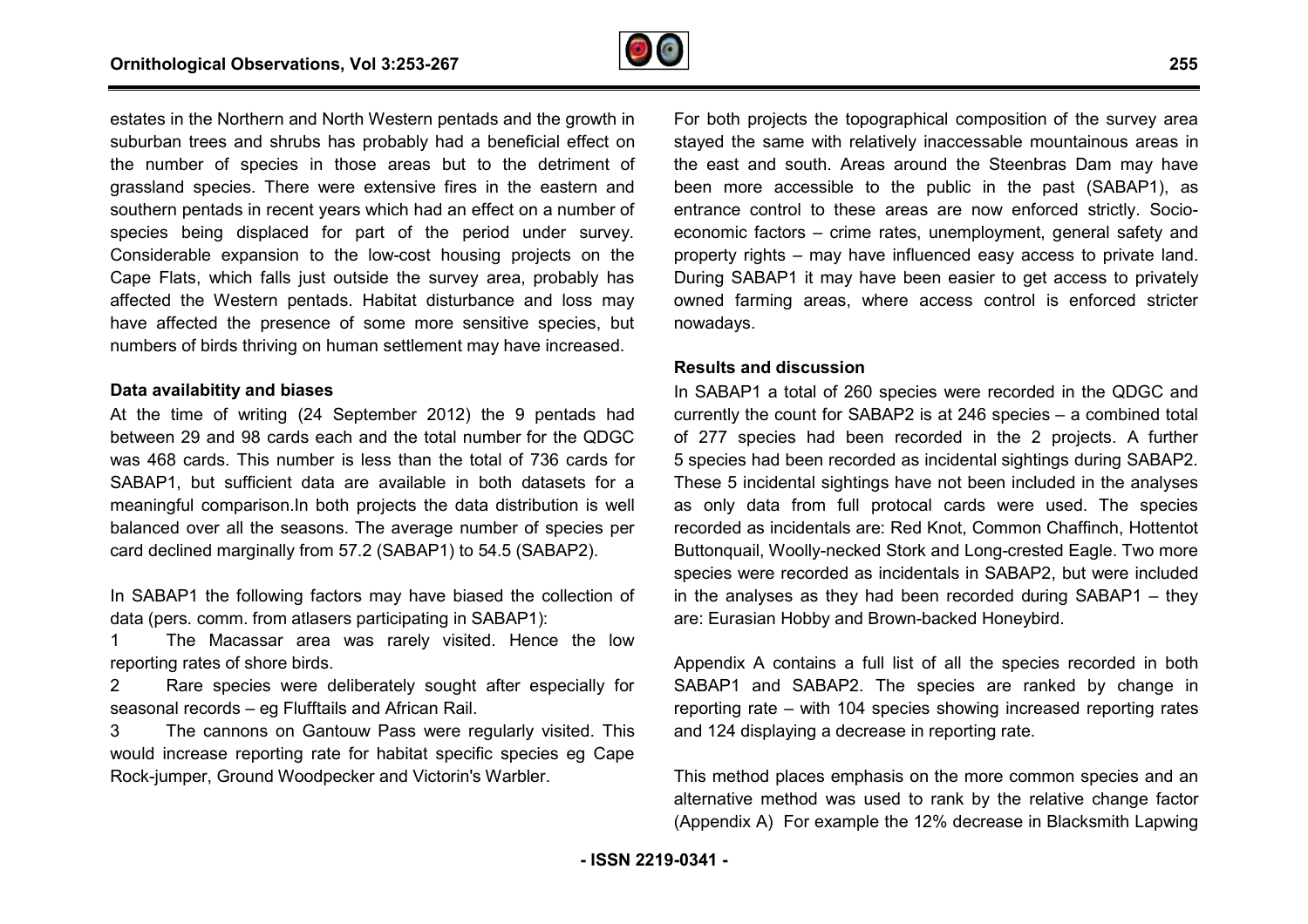estates in the Northern and North Western pentads and the growth in suburban trees and shrubs has probably had a beneficial effect on the number of species in those areas but to the detriment of grassland species. There were extensive fires in the eastern and southern pentads in recent years which had an effect on a number of species being displaced for part of the period under survey. Considerable expansion to the low-cost housing projects on the Cape Flats, which falls just outside the survey area, probably has affected the Western pentads. Habitat disturbance and loss may have affected the presence of some more sensitive species, but numbers of birds thriving on human settlement may have increased.

**Data availabitity and biases**

At the time of writing (24 September 2012) the 9 pentads had between 29 and 98 cards each and the total number for the QDGC was 468 cards. This number is less than the total of 736 cards for SABAP1, but sufficient data are available in both datasets for a meaningful comparison.In both projects the data distribution is well balanced over all the seasons. The average number of species per card declined marginally from 57.2 (SABAP1) to 54.5 (SABAP2).

In SABAP1 the following factors may have biased the collection of data (pers. comm. from atlasers participating in SABAP1):

1. The Macassar area was rarely visited. Hence the low reporting rates of shore birds.
2. Rare species were deliberately sought after especially for seasonal records – eg Flufftails and African Rail.
3. The cannons on Gantouw Pass were regularly visited. This would increase reporting rate for habitat specific species eg Cape Rock-jumper, Ground Woodpecker and Victorin's Warbler.

For both projects the topographical composition of the survey area stayed the same with relatively inaccessable mountainous areas in the east and south. Areas around the Steenbras Dam may have been more accessible to the public in the past (SABAP1), as entrance control to these areas are now enforced strictly. Socio-economic factors – crime rates, unemployment, general safety and property rights – may have influenced easy access to private land. During SABAP1 it may have been easier to get access to privately owned farming areas, where access control is enforced stricter nowadays.

**Results and discussion**

In SABAP1 a total of 260 species were recorded in the QDGC and currently the count for SABAP2 is at 246 species – a combined total of 277 species had been recorded in the 2 projects. A further 5 species had been recorded as incidental sightings during SABAP2. These 5 incidental sightings have not been included in the analyses as only data from full protocal cards were used. The species recorded as incidentals are: Red Knot, Common Chaffinch, Hottentot Buttonquail, Woolly-necked Stork and Long-crested Eagle. Two more species were recorded as incidentals in SABAP2, but were included in the analyses as they had been recorded during SABAP1 – they are: Eurasian Hobby and Brown-backed Honeybird.

Appendix A contains a full list of all the species recorded in both SABAP1 and SABAP2. The species are ranked by change in reporting rate – with 104 species showing increased reporting rates and 124 displaying a decrease in reporting rate.

This method places emphasis on the more common species and an alternative method was used to rank by the relative change factor (Appendix A) For example the 12% decrease in Blacksmith Lapwing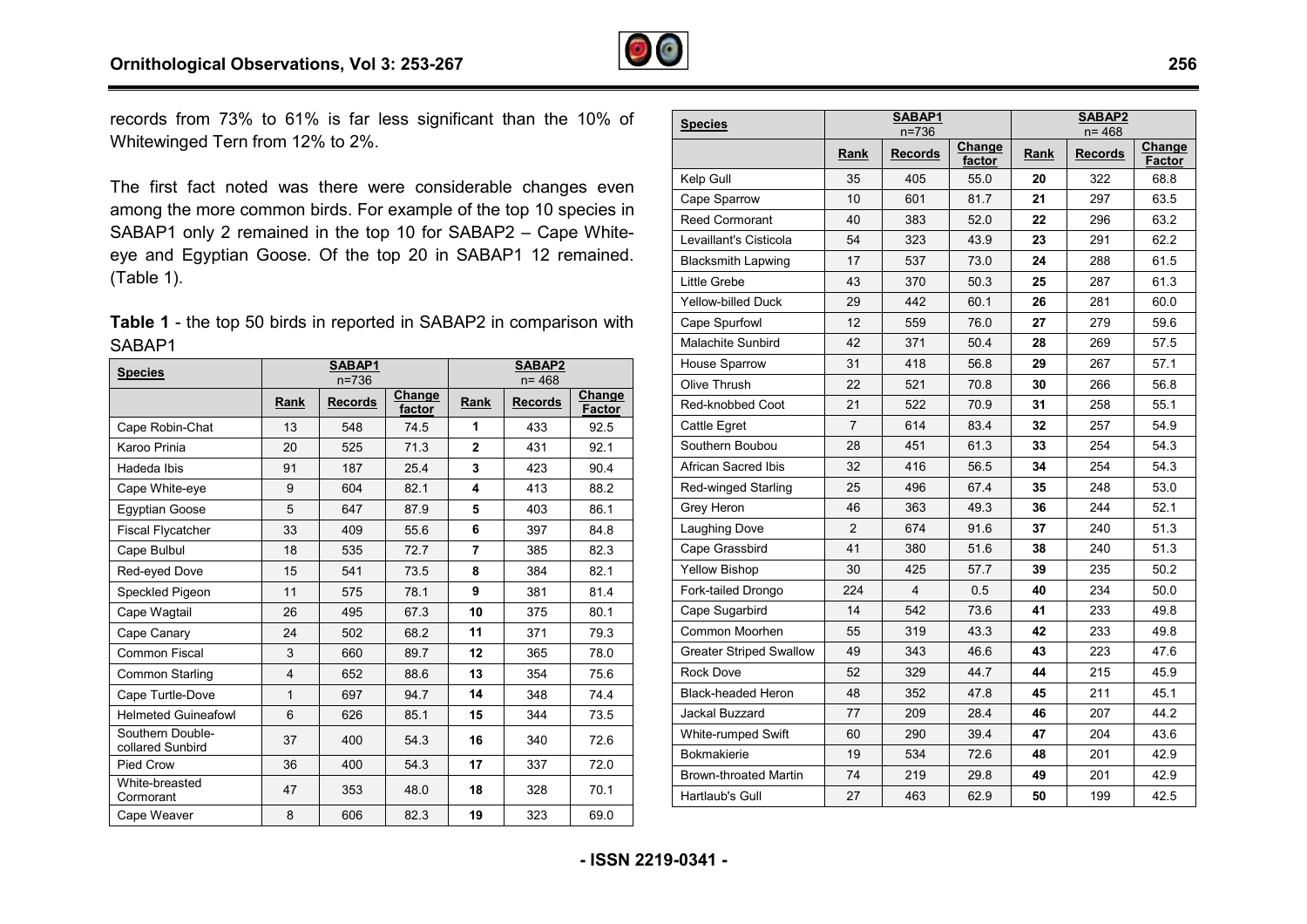records from 73% to 61% is far less significant than the 10% of Whitewinged Tern from 12% to 2%.

The first fact noted was there were considerable changes even among the more common birds. For example of the top 10 species in SABAP1 only 2 remained in the top 10 for SABAP2 – Cape White-eye and Egyptian Goose. Of the top 20 in SABAP1 12 remained. (Table 1).

**Table 1** - the top 50 birds in reported in SABAP2 in comparison with SABAP1

| Species | SABAP1 n=736 | | | SABAP2 n= 468 | | |
|---|---|---|---|---|---|---|
| | Rank | Records | Change factor | Rank | Records | Change Factor |
| Cape Robin-Chat | 13 | 548 | 74.5 | **1** | 433 | 92.5 |
| Karoo Prinia | 20 | 525 | 71.3 | **2** | 431 | 92.1 |
| Hadeda Ibis | 91 | 187 | 25.4 | **3** | 423 | 90.4 |
| Cape White-eye | 9 | 604 | 82.1 | **4** | 413 | 88.2 |
| Egyptian Goose | 5 | 647 | 87.9 | **5** | 403 | 86.1 |
| Fiscal Flycatcher | 33 | 409 | 55.6 | **6** | 397 | 84.8 |
| Cape Bulbul | 18 | 535 | 72.7 | **7** | 385 | 82.3 |
| Red-eyed Dove | 15 | 541 | 73.5 | **8** | 384 | 82.1 |
| Speckled Pigeon | 11 | 575 | 78.1 | **9** | 381 | 81.4 |
| Cape Wagtail | 26 | 495 | 67.3 | **10** | 375 | 80.1 |
| Cape Canary | 24 | 502 | 68.2 | **11** | 371 | 79.3 |
| Common Fiscal | 3 | 660 | 89.7 | **12** | 365 | 78.0 |
| Common Starling | 4 | 652 | 88.6 | **13** | 354 | 75.6 |
| Cape Turtle-Dove | 1 | 697 | 94.7 | **14** | 348 | 74.4 |
| Helmeted Guineafowl | 6 | 626 | 85.1 | **15** | 344 | 73.5 |
| Southern Double-collared Sunbird | 37 | 400 | 54.3 | **16** | 340 | 72.6 |
| Pied Crow | 36 | 400 | 54.3 | **17** | 337 | 72.0 |
| White-breasted Cormorant | 47 | 353 | 48.0 | **18** | 328 | 70.1 |
| Cape Weaver | 8 | 606 | 82.3 | **19** | 323 | 69.0 |
| Kelp Gull | 35 | 405 | 55.0 | **20** | 322 | 68.8 |
| Cape Sparrow | 10 | 601 | 81.7 | **21** | 297 | 63.5 |
| Reed Cormorant | 40 | 383 | 52.0 | **22** | 296 | 63.2 |
| Levaillant's Cisticola | 54 | 323 | 43.9 | **23** | 291 | 62.2 |
| Blacksmith Lapwing | 17 | 537 | 73.0 | **24** | 288 | 61.5 |
| Little Grebe | 43 | 370 | 50.3 | **25** | 287 | 61.3 |
| Yellow-billed Duck | 29 | 442 | 60.1 | **26** | 281 | 60.0 |
| Cape Spurfowl | 12 | 559 | 76.0 | **27** | 279 | 59.6 |
| Malachite Sunbird | 42 | 371 | 50.4 | **28** | 269 | 57.5 |
| House Sparrow | 31 | 418 | 56.8 | **29** | 267 | 57.1 |
| Olive Thrush | 22 | 521 | 70.8 | **30** | 266 | 56.8 |
| Red-knobbed Coot | 21 | 522 | 70.9 | **31** | 258 | 55.1 |
| Cattle Egret | 7 | 614 | 83.4 | **32** | 257 | 54.9 |
| Southern Boubou | 28 | 451 | 61.3 | **33** | 254 | 54.3 |
| African Sacred Ibis | 32 | 416 | 56.5 | **34** | 254 | 54.3 |
| Red-winged Starling | 25 | 496 | 67.4 | **35** | 248 | 53.0 |
| Grey Heron | 46 | 363 | 49.3 | **36** | 244 | 52.1 |
| Laughing Dove | 2 | 674 | 91.6 | **37** | 240 | 51.3 |
| Cape Grassbird | 41 | 380 | 51.6 | **38** | 240 | 51.3 |
| Yellow Bishop | 30 | 425 | 57.7 | **39** | 235 | 50.2 |
| Fork-tailed Drongo | 224 | 4 | 0.5 | **40** | 234 | 50.0 |
| Cape Sugarbird | 14 | 542 | 73.6 | **41** | 233 | 49.8 |
| Common Moorhen | 55 | 319 | 43.3 | **42** | 233 | 49.8 |
| Greater Striped Swallow | 49 | 343 | 46.6 | **43** | 223 | 47.6 |
| Rock Dove | 52 | 329 | 44.7 | **44** | 215 | 45.9 |
| Black-headed Heron | 48 | 352 | 47.8 | **45** | 211 | 45.1 |
| Jackal Buzzard | 77 | 209 | 28.4 | **46** | 207 | 44.2 |
| White-rumped Swift | 60 | 290 | 39.4 | **47** | 204 | 43.6 |
| Bokmakierie | 19 | 534 | 72.6 | **48** | 201 | 42.9 |
| Brown-throated Martin | 74 | 219 | 29.8 | **49** | 201 | 42.9 |
| Hartlaub's Gull | 27 | 463 | 62.9 | **50** | 199 | 42.5 |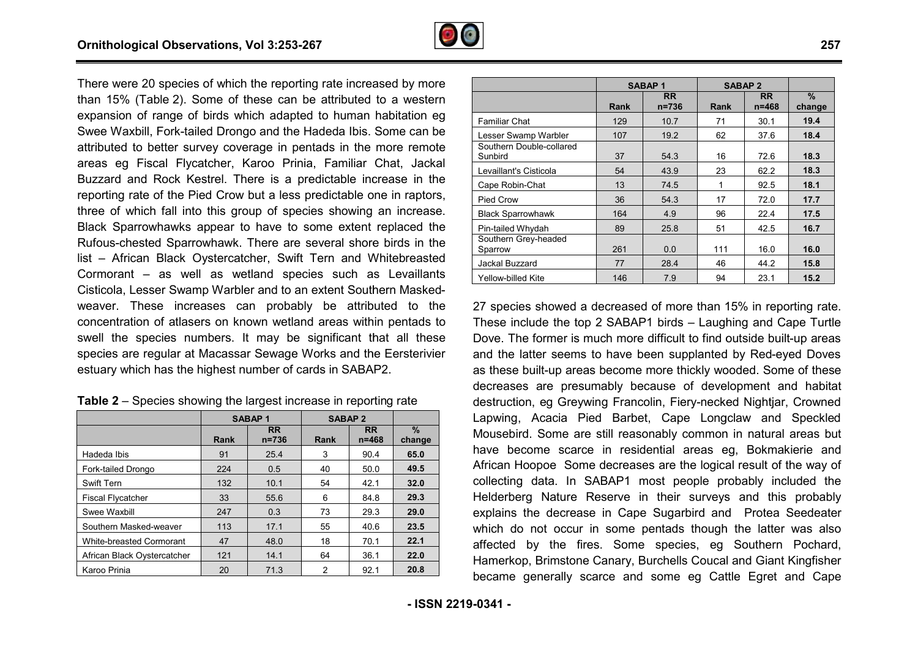There were 20 species of which the reporting rate increased by more than 15% (Table 2). Some of these can be attributed to a western expansion of range of birds which adapted to human habitation eg Swee Waxbill, Fork-tailed Drongo and the Hadeda Ibis. Some can be attributed to better survey coverage in pentads in the more remote areas eg Fiscal Flycatcher, Karoo Prinia, Familiar Chat, Jackal Buzzard and Rock Kestrel. There is a predictable increase in the reporting rate of the Pied Crow but a less predictable one in raptors, three of which fall into this group of species showing an increase. Black Sparrowhawks appear to have to some extent replaced the Rufous-chested Sparrowhawk. There are several shore birds in the list – African Black Oystercatcher, Swift Tern and Whitebreasted Cormorant – as well as wetland species such as Levaillants Cisticola, Lesser Swamp Warbler and to an extent Southern Masked-weaver. These increases can probably be attributed to the concentration of atlasers on known wetland areas within pentads to swell the species numbers. It may be significant that all these species are regular at Macassar Sewage Works and the Eersterivier estuary which has the highest number of cards in SABAP2.

**Table 2** – Species showing the largest increase in reporting rate

| | SABAP 1 | | SABAP 2 | | |
|---|---|---|---|---|---|
| | Rank | RR n=736 | Rank | RR n=468 | % change |
| Hadeda Ibis | 91 | 25.4 | 3 | 90.4 | **65.0** |
| Fork-tailed Drongo | 224 | 0.5 | 40 | 50.0 | **49.5** |
| Swift Tern | 132 | 10.1 | 54 | 42.1 | **32.0** |
| Fiscal Flycatcher | 33 | 55.6 | 6 | 84.8 | **29.3** |
| Swee Waxbill | 247 | 0.3 | 73 | 29.3 | **29.0** |
| Southern Masked-weaver | 113 | 17.1 | 55 | 40.6 | **23.5** |
| White-breasted Cormorant | 47 | 48.0 | 18 | 70.1 | **22.1** |
| African Black Oystercatcher | 121 | 14.1 | 64 | 36.1 | **22.0** |
| Karoo Prinia | 20 | 71.3 | 2 | 92.1 | **20.8** |
| Familiar Chat | 129 | 10.7 | 71 | 30.1 | **19.4** |
| Lesser Swamp Warbler | 107 | 19.2 | 62 | 37.6 | **18.4** |
| Southern Double-collared Sunbird | 37 | 54.3 | 16 | 72.6 | **18.3** |
| Levaillant's Cisticola | 54 | 43.9 | 23 | 62.2 | **18.3** |
| Cape Robin-Chat | 13 | 74.5 | 1 | 92.5 | **18.1** |
| Pied Crow | 36 | 54.3 | 17 | 72.0 | **17.7** |
| Black Sparrowhawk | 164 | 4.9 | 96 | 22.4 | **17.5** |
| Pin-tailed Whydah | 89 | 25.8 | 51 | 42.5 | **16.7** |
| Southern Grey-headed Sparrow | 261 | 0.0 | 111 | 16.0 | **16.0** |
| Jackal Buzzard | 77 | 28.4 | 46 | 44.2 | **15.8** |
| Yellow-billed Kite | 146 | 7.9 | 94 | 23.1 | **15.2** |

27 species showed a decreased of more than 15% in reporting rate. These include the top 2 SABAP1 birds – Laughing and Cape Turtle Dove. The former is much more difficult to find outside built-up areas and the latter seems to have been supplanted by Red-eyed Doves as these built-up areas become more thickly wooded. Some of these decreases are presumably because of development and habitat destruction, eg Greywing Francolin, Fiery-necked Nightjar, Crowned Lapwing, Acacia Pied Barbet, Cape Longclaw and Speckled Mousebird. Some are still reasonably common in natural areas but have become scarce in residential areas eg, Bokmakierie and African Hoopoe Some decreases are the logical result of the way of collecting data. In SABAP1 most people probably included the Helderberg Nature Reserve in their surveys and this probably explains the decrease in Cape Sugarbird and Protea Seedeater which do not occur in some pentads though the latter was also affected by the fires. Some species, eg Southern Pochard, Hamerkop, Brimstone Canary, Burchells Coucal and Giant Kingfisher became generally scarce and some eg Cattle Egret and Cape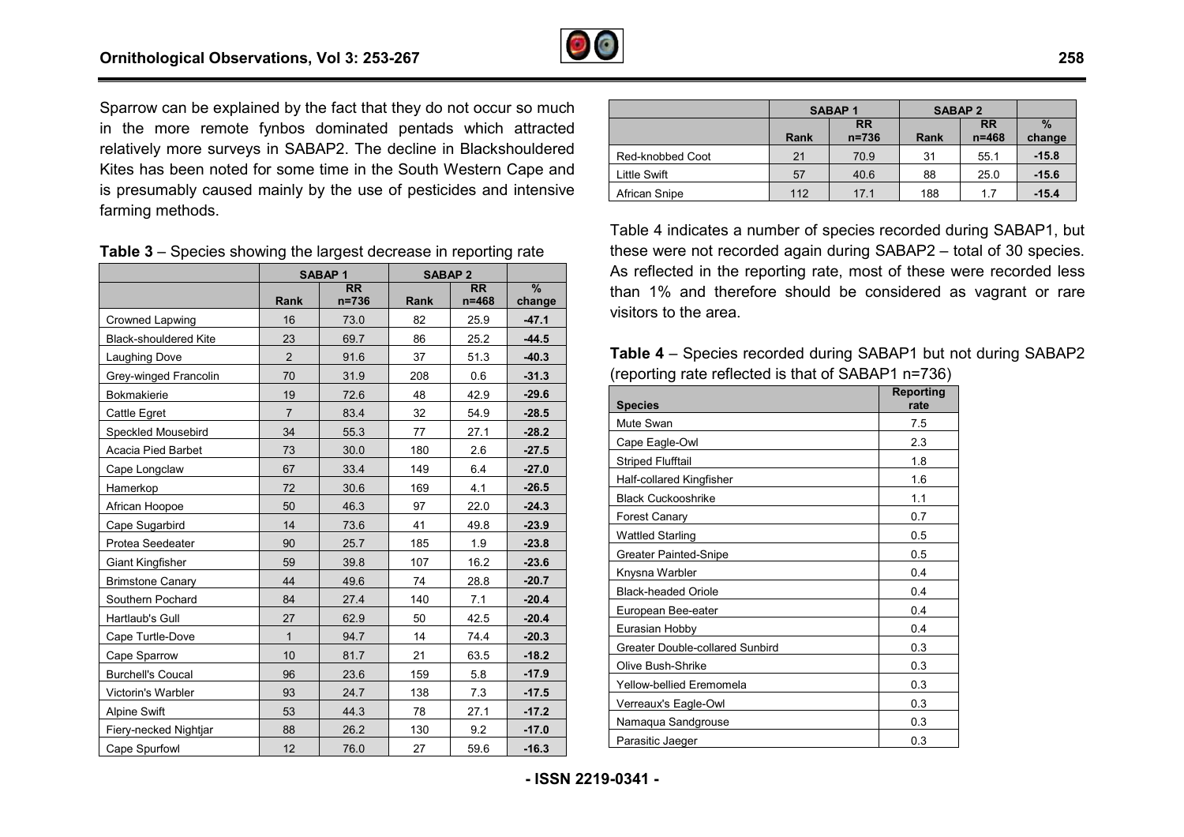Sparrow can be explained by the fact that they do not occur so much in the more remote fynbos dominated pentads which attracted relatively more surveys in SABAP2. The decline in Blackshouldered Kites has been noted for some time in the South Western Cape and is presumably caused mainly by the use of pesticides and intensive farming methods.

**Table 3** – Species showing the largest decrease in reporting rate

| | SABAP 1 | | SABAP 2 | | |
|---|---|---|---|---|---|
| | Rank | RR n=736 | Rank | RR n=468 | % change |
| Crowned Lapwing | 16 | 73.0 | 82 | 25.9 | **-47.1** |
| Black-shouldered Kite | 23 | 69.7 | 86 | 25.2 | **-44.5** |
| Laughing Dove | 2 | 91.6 | 37 | 51.3 | **-40.3** |
| Grey-winged Francolin | 70 | 31.9 | 208 | 0.6 | **-31.3** |
| Bokmakierie | 19 | 72.6 | 48 | 42.9 | **-29.6** |
| Cattle Egret | 7 | 83.4 | 32 | 54.9 | **-28.5** |
| Speckled Mousebird | 34 | 55.3 | 77 | 27.1 | **-28.2** |
| Acacia Pied Barbet | 73 | 30.0 | 180 | 2.6 | **-27.5** |
| Cape Longclaw | 67 | 33.4 | 149 | 6.4 | **-27.0** |
| Hamerkop | 72 | 30.6 | 169 | 4.1 | **-26.5** |
| African Hoopoe | 50 | 46.3 | 97 | 22.0 | **-24.3** |
| Cape Sugarbird | 14 | 73.6 | 41 | 49.8 | **-23.9** |
| Protea Seedeater | 90 | 25.7 | 185 | 1.9 | **-23.8** |
| Giant Kingfisher | 59 | 39.8 | 107 | 16.2 | **-23.6** |
| Brimstone Canary | 44 | 49.6 | 74 | 28.8 | **-20.7** |
| Southern Pochard | 84 | 27.4 | 140 | 7.1 | **-20.4** |
| Hartlaub's Gull | 27 | 62.9 | 50 | 42.5 | **-20.4** |
| Cape Turtle-Dove | 1 | 94.7 | 14 | 74.4 | **-20.3** |
| Cape Sparrow | 10 | 81.7 | 21 | 63.5 | **-18.2** |
| Burchell's Coucal | 96 | 23.6 | 159 | 5.8 | **-17.9** |
| Victorin's Warbler | 93 | 24.7 | 138 | 7.3 | **-17.5** |
| Alpine Swift | 53 | 44.3 | 78 | 27.1 | **-17.2** |
| Fiery-necked Nightjar | 88 | 26.2 | 130 | 9.2 | **-17.0** |
| Cape Spurfowl | 12 | 76.0 | 27 | 59.6 | **-16.3** |
| Red-knobbed Coot | 21 | 70.9 | 31 | 55.1 | **-15.8** |
| Little Swift | 57 | 40.6 | 88 | 25.0 | **-15.6** |
| African Snipe | 112 | 17.1 | 188 | 1.7 | **-15.4** |

Table 4 indicates a number of species recorded during SABAP1, but these were not recorded again during SABAP2 – total of 30 species. As reflected in the reporting rate, most of these were recorded less than 1% and therefore should be considered as vagrant or rare visitors to the area.

**Table 4** – Species recorded during SABAP1 but not during SABAP2 (reporting rate reflected is that of SABAP1 n=736)

| Species | Reporting rate |
|---|---|
| Mute Swan | 7.5 |
| Cape Eagle-Owl | 2.3 |
| Striped Flufftail | 1.8 |
| Half-collared Kingfisher | 1.6 |
| Black Cuckooshrike | 1.1 |
| Forest Canary | 0.7 |
| Wattled Starling | 0.5 |
| Greater Painted-Snipe | 0.5 |
| Knysna Warbler | 0.4 |
| Black-headed Oriole | 0.4 |
| European Bee-eater | 0.4 |
| Eurasian Hobby | 0.4 |
| Greater Double-collared Sunbird | 0.3 |
| Olive Bush-Shrike | 0.3 |
| Yellow-bellied Eremomela | 0.3 |
| Verreaux's Eagle-Owl | 0.3 |
| Namaqua Sandgrouse | 0.3 |
| Parasitic Jaeger | 0.3 |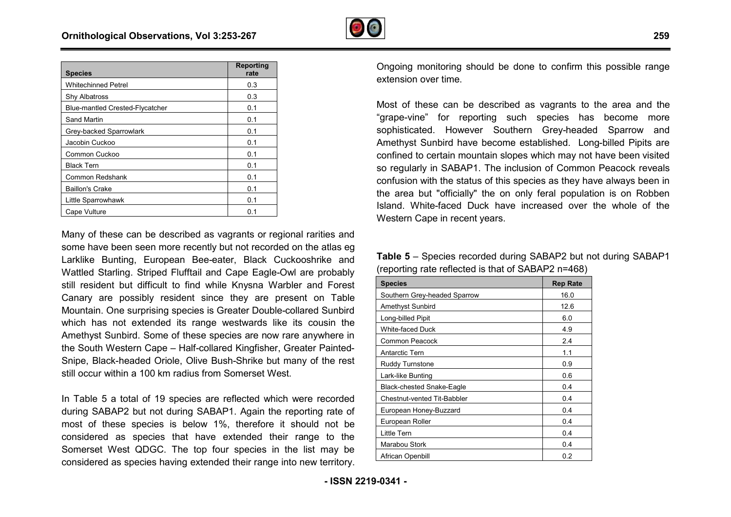| Species | Reporting rate |
|---|---|
| Whitechinned Petrel | 0.3 |
| Shy Albatross | 0.3 |
| Blue-mantled Crested-Flycatcher | 0.1 |
| Sand Martin | 0.1 |
| Grey-backed Sparrowlark | 0.1 |
| Jacobin Cuckoo | 0.1 |
| Common Cuckoo | 0.1 |
| Black Tern | 0.1 |
| Common Redshank | 0.1 |
| Baillon's Crake | 0.1 |
| Little Sparrowhawk | 0.1 |
| Cape Vulture | 0.1 |

Many of these can be described as vagrants or regional rarities and some have been seen more recently but not recorded on the atlas eg Larklike Bunting, European Bee-eater, Black Cuckooshrike and Wattled Starling. Striped Flufftail and Cape Eagle-Owl are probably still resident but difficult to find while Knysna Warbler and Forest Canary are possibly resident since they are present on Table Mountain. One surprising species is Greater Double-collared Sunbird which has not extended its range westwards like its cousin the Amethyst Sunbird. Some of these species are now rare anywhere in the South Western Cape – Half-collared Kingfisher, Greater Painted-Snipe, Black-headed Oriole, Olive Bush-Shrike but many of the rest still occur within a 100 km radius from Somerset West.

In Table 5 a total of 19 species are reflected which were recorded during SABAP2 but not during SABAP1. Again the reporting rate of most of these species is below 1%, therefore it should not be considered as species that have extended their range to the Somerset West QDGC. The top four species in the list may be considered as species having extended their range into new territory. Ongoing monitoring should be done to confirm this possible range extension over time.

Most of these can be described as vagrants to the area and the "grape-vine" for reporting such species has become more sophisticated. However Southern Grey-headed Sparrow and Amethyst Sunbird have become established. Long-billed Pipits are confined to certain mountain slopes which may not have been visited so regularly in SABAP1. The inclusion of Common Peacock reveals confusion with the status of this species as they have always been in the area but "officially" the on only feral population is on Robben Island. White-faced Duck have increased over the whole of the Western Cape in recent years.

**Table 5** – Species recorded during SABAP2 but not during SABAP1 (reporting rate reflected is that of SABAP2 n=468)

| Species | Rep Rate |
|---|---|
| Southern Grey-headed Sparrow | 16.0 |
| Amethyst Sunbird | 12.6 |
| Long-billed Pipit | 6.0 |
| White-faced Duck | 4.9 |
| Common Peacock | 2.4 |
| Antarctic Tern | 1.1 |
| Ruddy Turnstone | 0.9 |
| Lark-like Bunting | 0.6 |
| Black-chested Snake-Eagle | 0.4 |
| Chestnut-vented Tit-Babbler | 0.4 |
| European Honey-Buzzard | 0.4 |
| European Roller | 0.4 |
| Little Tern | 0.4 |
| Marabou Stork | 0.4 |
| African Openbill | 0.2 |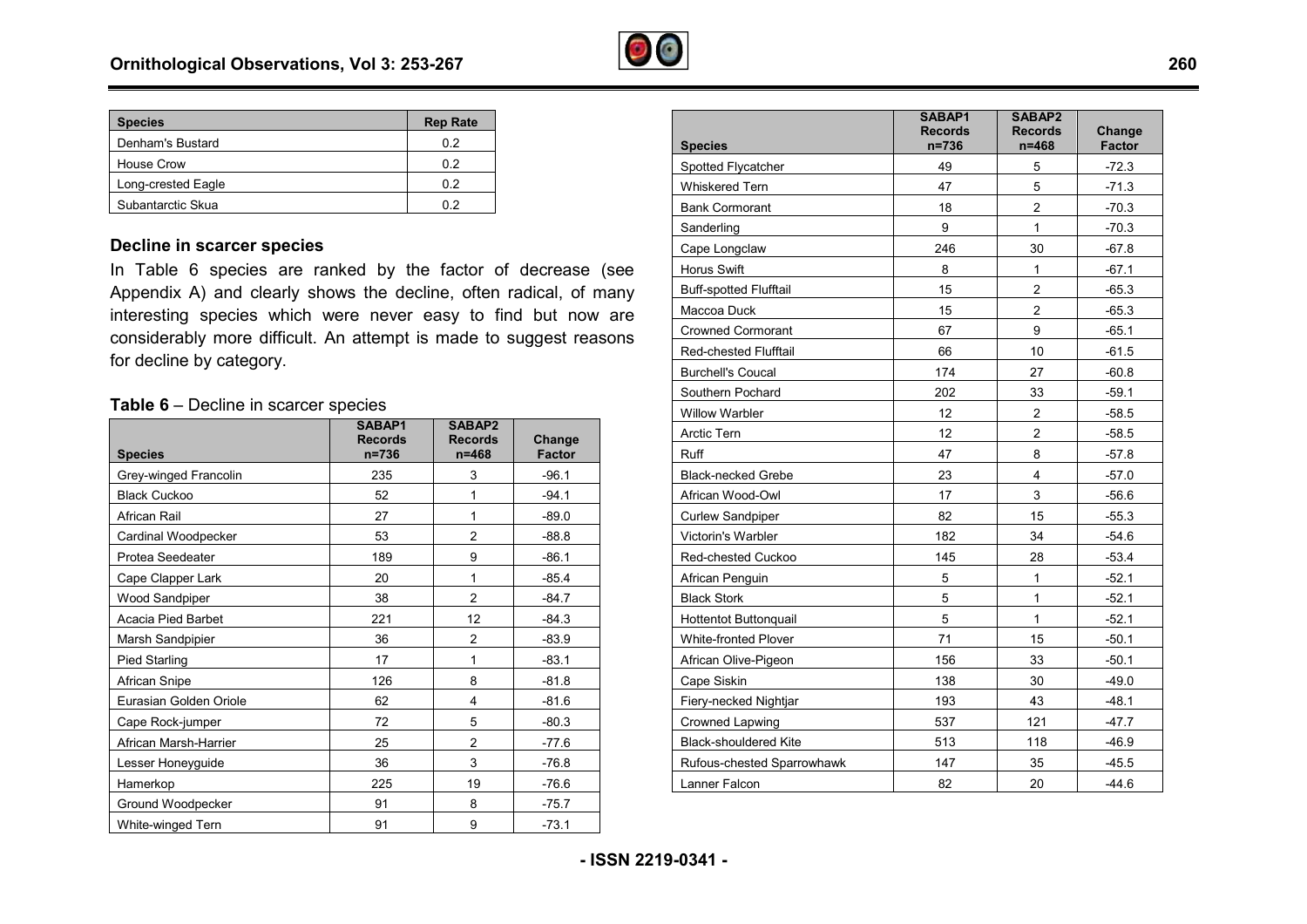| Species | Rep Rate |
|---|---|
| Denham's Bustard | 0.2 |
| House Crow | 0.2 |
| Long-crested Eagle | 0.2 |
| Subantarctic Skua | 0.2 |

### Decline in scarcer species

In Table 6 species are ranked by the factor of decrease (see Appendix A) and clearly shows the decline, often radical, of many interesting species which were never easy to find but now are considerably more difficult. An attempt is made to suggest reasons for decline by category.

**Table 6** – Decline in scarcer species

| Species | SABAP1 Records n=736 | SABAP2 Records n=468 | Change Factor |
|---|---|---|---|
| Grey-winged Francolin | 235 | 3 | -96.1 |
| Black Cuckoo | 52 | 1 | -94.1 |
| African Rail | 27 | 1 | -89.0 |
| Cardinal Woodpecker | 53 | 2 | -88.8 |
| Protea Seedeater | 189 | 9 | -86.1 |
| Cape Clapper Lark | 20 | 1 | -85.4 |
| Wood Sandpiper | 38 | 2 | -84.7 |
| Acacia Pied Barbet | 221 | 12 | -84.3 |
| Marsh Sandpipier | 36 | 2 | -83.9 |
| Pied Starling | 17 | 1 | -83.1 |
| African Snipe | 126 | 8 | -81.8 |
| Eurasian Golden Oriole | 62 | 4 | -81.6 |
| Cape Rock-jumper | 72 | 5 | -80.3 |
| African Marsh-Harrier | 25 | 2 | -77.6 |
| Lesser Honeyguide | 36 | 3 | -76.8 |
| Hamerkop | 225 | 19 | -76.6 |
| Ground Woodpecker | 91 | 8 | -75.7 |
| White-winged Tern | 91 | 9 | -73.1 |
| Spotted Flycatcher | 49 | 5 | -72.3 |
| Whiskered Tern | 47 | 5 | -71.3 |
| Bank Cormorant | 18 | 2 | -70.3 |
| Sanderling | 9 | 1 | -70.3 |
| Cape Longclaw | 246 | 30 | -67.8 |
| Horus Swift | 8 | 1 | -67.1 |
| Buff-spotted Flufftail | 15 | 2 | -65.3 |
| Maccoa Duck | 15 | 2 | -65.3 |
| Crowned Cormorant | 67 | 9 | -65.1 |
| Red-chested Flufftail | 66 | 10 | -61.5 |
| Burchell's Coucal | 174 | 27 | -60.8 |
| Southern Pochard | 202 | 33 | -59.1 |
| Willow Warbler | 12 | 2 | -58.5 |
| Arctic Tern | 12 | 2 | -58.5 |
| Ruff | 47 | 8 | -57.8 |
| Black-necked Grebe | 23 | 4 | -57.0 |
| African Wood-Owl | 17 | 3 | -56.6 |
| Curlew Sandpiper | 82 | 15 | -55.3 |
| Victorin's Warbler | 182 | 34 | -54.6 |
| Red-chested Cuckoo | 145 | 28 | -53.4 |
| African Penguin | 5 | 1 | -52.1 |
| Black Stork | 5 | 1 | -52.1 |
| Hottentot Buttonquail | 5 | 1 | -52.1 |
| White-fronted Plover | 71 | 15 | -50.1 |
| African Olive-Pigeon | 156 | 33 | -50.1 |
| Cape Siskin | 138 | 30 | -49.0 |
| Fiery-necked Nightjar | 193 | 43 | -48.1 |
| Crowned Lapwing | 537 | 121 | -47.7 |
| Black-shouldered Kite | 513 | 118 | -46.9 |
| Rufous-chested Sparrowhawk | 147 | 35 | -45.5 |
| Lanner Falcon | 82 | 20 | -44.6 |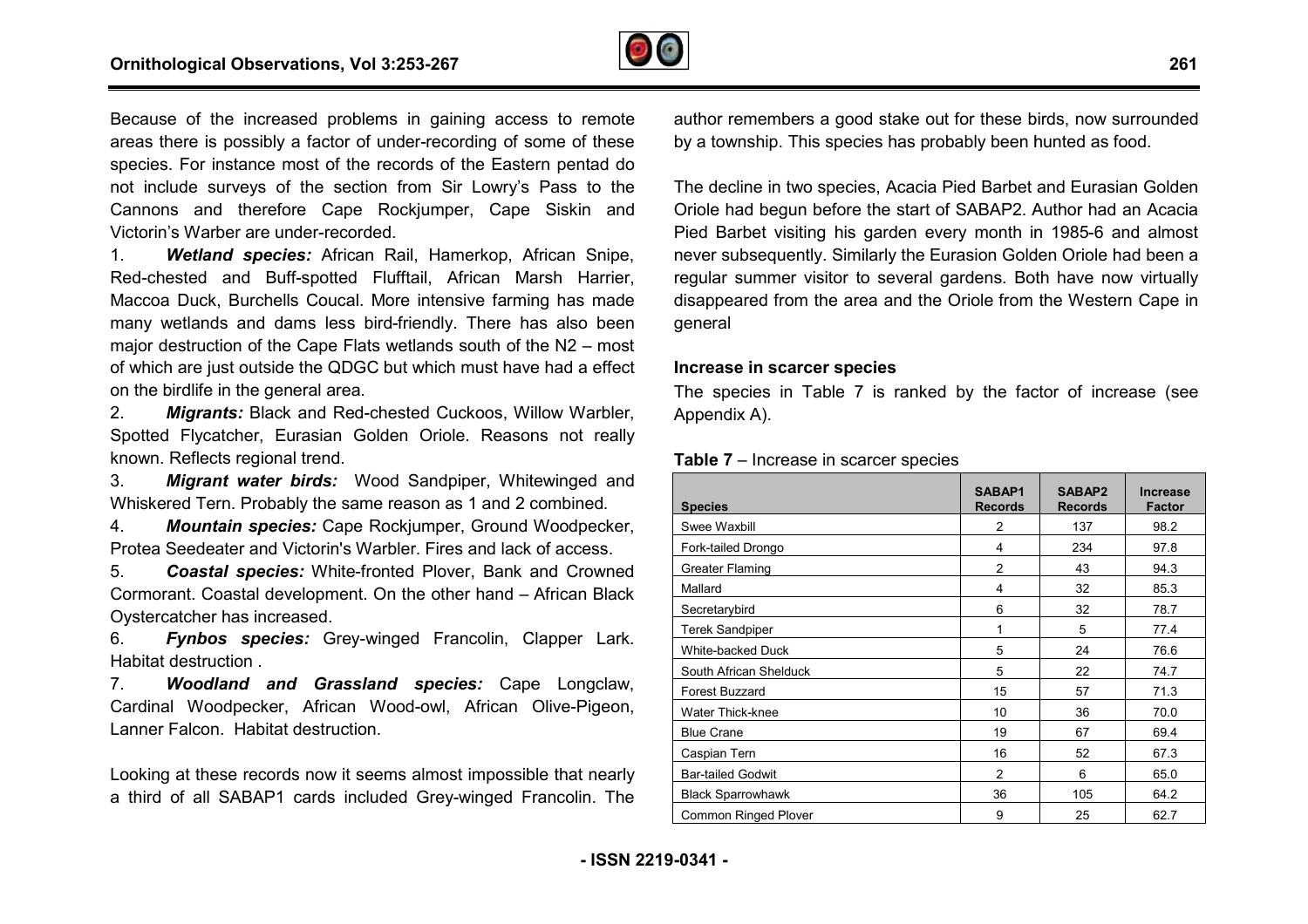Because of the increased problems in gaining access to remote areas there is possibly a factor of under-recording of some of these species. For instance most of the records of the Eastern pentad do not include surveys of the section from Sir Lowry's Pass to the Cannons and therefore Cape Rockjumper, Cape Siskin and Victorin's Warber are under-recorded.

1. ***Wetland species:*** African Rail, Hamerkop, African Snipe, Red-chested and Buff-spotted Flufftail, African Marsh Harrier, Maccoa Duck, Burchells Coucal. More intensive farming has made many wetlands and dams less bird-friendly. There has also been major destruction of the Cape Flats wetlands south of the N2 – most of which are just outside the QDGC but which must have had a effect on the birdlife in the general area.
2. ***Migrants:*** Black and Red-chested Cuckoos, Willow Warbler, Spotted Flycatcher, Eurasian Golden Oriole. Reasons not really known. Reflects regional trend.
3. ***Migrant water birds:*** Wood Sandpiper, Whitewinged and Whiskered Tern. Probably the same reason as 1 and 2 combined.
4. ***Mountain species:*** Cape Rockjumper, Ground Woodpecker, Protea Seedeater and Victorin's Warbler. Fires and lack of access.
5. ***Coastal species:*** White-fronted Plover, Bank and Crowned Cormorant. Coastal development. On the other hand – African Black Oystercatcher has increased.
6. ***Fynbos species:*** Grey-winged Francolin, Clapper Lark. Habitat destruction .
7. ***Woodland and Grassland species:*** Cape Longclaw, Cardinal Woodpecker, African Wood-owl, African Olive-Pigeon, Lanner Falcon. Habitat destruction.

Looking at these records now it seems almost impossible that nearly a third of all SABAP1 cards included Grey-winged Francolin. The author remembers a good stake out for these birds, now surrounded by a township. This species has probably been hunted as food.

The decline in two species, Acacia Pied Barbet and Eurasian Golden Oriole had begun before the start of SABAP2. Author had an Acacia Pied Barbet visiting his garden every month in 1985-6 and almost never subsequently. Similarly the Eurasion Golden Oriole had been a regular summer visitor to several gardens. Both have now virtually disappeared from the area and the Oriole from the Western Cape in general

### Increase in scarcer species

The species in Table 7 is ranked by the factor of increase (see Appendix A).

**Table 7** – Increase in scarcer species

| Species | SABAP1 Records | SABAP2 Records | Increase Factor |
|---|---|---|---|
| Swee Waxbill | 2 | 137 | 98.2 |
| Fork-tailed Drongo | 4 | 234 | 97.8 |
| Greater Flaming | 2 | 43 | 94.3 |
| Mallard | 4 | 32 | 85.3 |
| Secretarybird | 6 | 32 | 78.7 |
| Terek Sandpiper | 1 | 5 | 77.4 |
| White-backed Duck | 5 | 24 | 76.6 |
| South African Shelduck | 5 | 22 | 74.7 |
| Forest Buzzard | 15 | 57 | 71.3 |
| Water Thick-knee | 10 | 36 | 70.0 |
| Blue Crane | 19 | 67 | 69.4 |
| Caspian Tern | 16 | 52 | 67.3 |
| Bar-tailed Godwit | 2 | 6 | 65.0 |
| Black Sparrowhawk | 36 | 105 | 64.2 |
| Common Ringed Plover | 9 | 25 | 62.7 |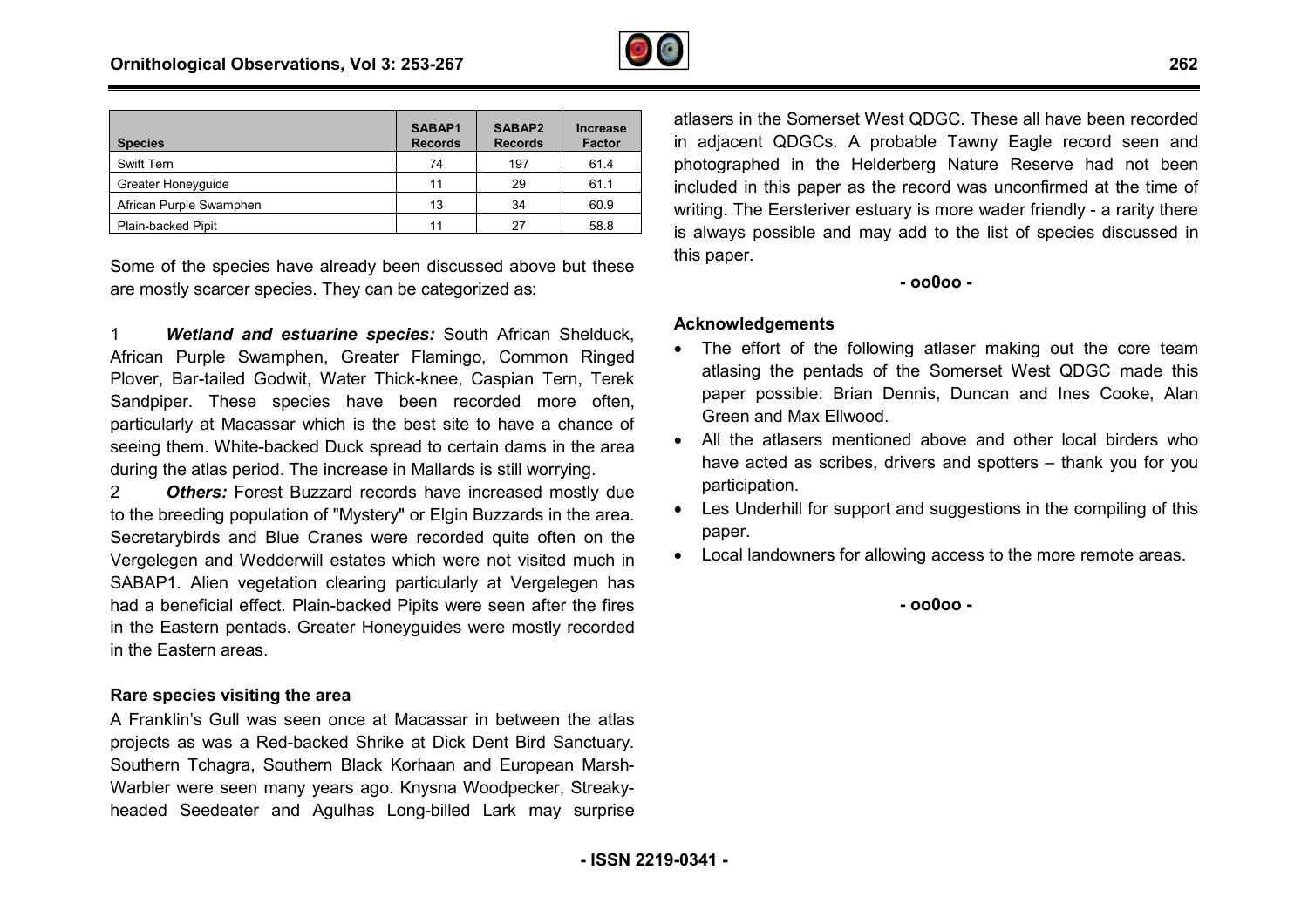| Species | SABAP1 Records | SABAP2 Records | Increase Factor |
| --- | --- | --- | --- |
| Swift Tern | 74 | 197 | 61.4 |
| Greater Honeyguide | 11 | 29 | 61.1 |
| African Purple Swamphen | 13 | 34 | 60.9 |
| Plain-backed Pipit | 11 | 27 | 58.8 |

Some of the species have already been discussed above but these are mostly scarcer species. They can be categorized as:

1 ***Wetland and estuarine species:*** South African Shelduck, African Purple Swamphen, Greater Flamingo, Common Ringed Plover, Bar-tailed Godwit, Water Thick-knee, Caspian Tern, Terek Sandpiper. These species have been recorded more often, particularly at Macassar which is the best site to have a chance of seeing them. White-backed Duck spread to certain dams in the area during the atlas period. The increase in Mallards is still worrying.

2 ***Others:*** Forest Buzzard records have increased mostly due to the breeding population of "Mystery" or Elgin Buzzards in the area. Secretarybirds and Blue Cranes were recorded quite often on the Vergelegen and Wedderwill estates which were not visited much in SABAP1. Alien vegetation clearing particularly at Vergelegen has had a beneficial effect. Plain-backed Pipits were seen after the fires in the Eastern pentads. Greater Honeyguides were mostly recorded in the Eastern areas.

**Rare species visiting the area**

A Franklin's Gull was seen once at Macassar in between the atlas projects as was a Red-backed Shrike at Dick Dent Bird Sanctuary. Southern Tchagra, Southern Black Korhaan and European Marsh-Warbler were seen many years ago. Knysna Woodpecker, Streaky-headed Seedeater and Agulhas Long-billed Lark may surprise atlasers in the Somerset West QDGC. These all have been recorded in adjacent QDGCs. A probable Tawny Eagle record seen and photographed in the Helderberg Nature Reserve had not been included in this paper as the record was unconfirmed at the time of writing. The Eersteriver estuary is more wader friendly - a rarity there is always possible and may add to the list of species discussed in this paper.

- oo0oo -

**Acknowledgements**

- The effort of the following atlaser making out the core team atlasing the pentads of the Somerset West QDGC made this paper possible: Brian Dennis, Duncan and Ines Cooke, Alan Green and Max Ellwood.
- All the atlasers mentioned above and other local birders who have acted as scribes, drivers and spotters – thank you for you participation.
- Les Underhill for support and suggestions in the compiling of this paper.
- Local landowners for allowing access to the more remote areas.

- oo0oo -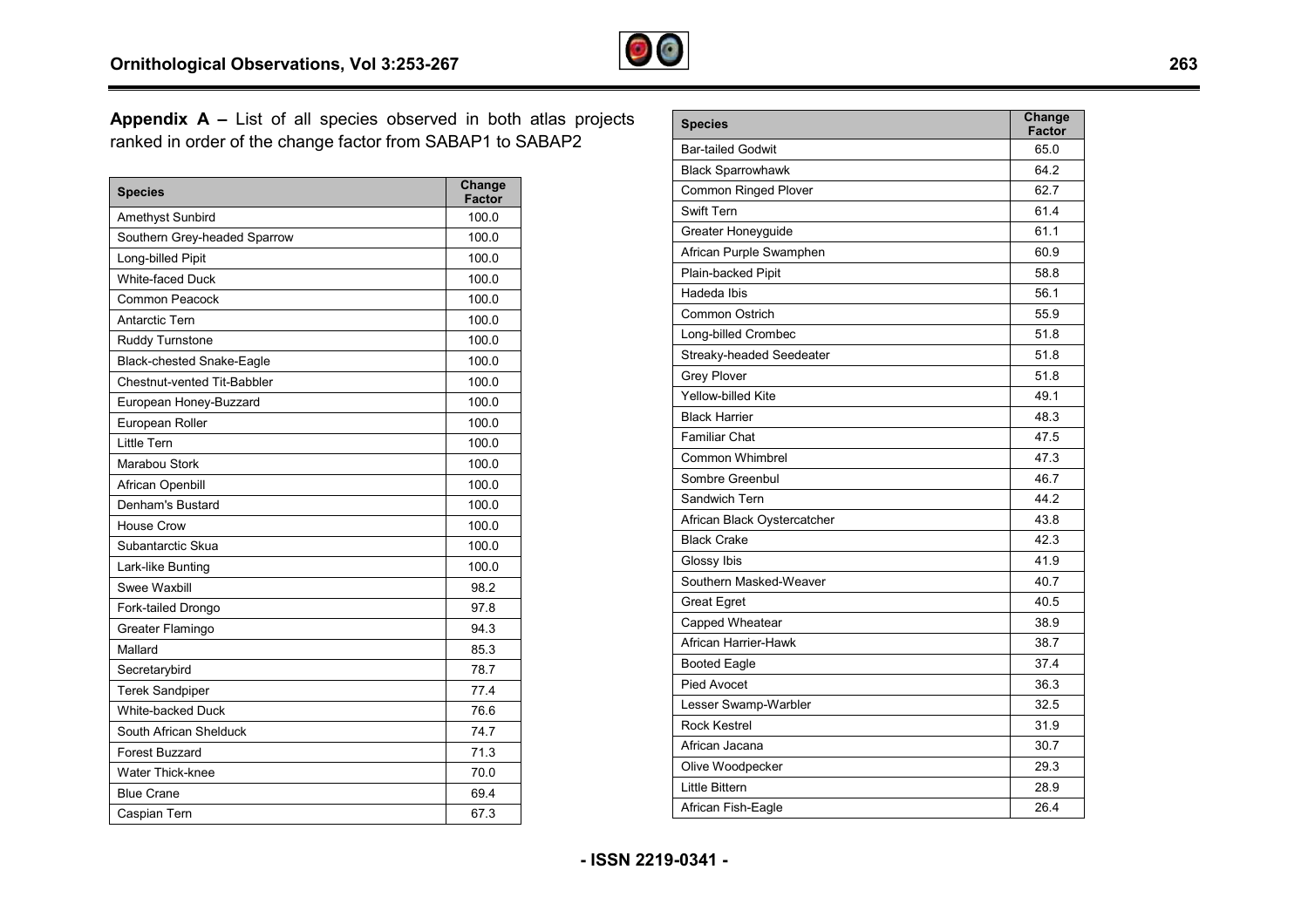**Appendix A –** List of all species observed in both atlas projects ranked in order of the change factor from SABAP1 to SABAP2

| Species | Change Factor |
|---|---|
| Amethyst Sunbird | 100.0 |
| Southern Grey-headed Sparrow | 100.0 |
| Long-billed Pipit | 100.0 |
| White-faced Duck | 100.0 |
| Common Peacock | 100.0 |
| Antarctic Tern | 100.0 |
| Ruddy Turnstone | 100.0 |
| Black-chested Snake-Eagle | 100.0 |
| Chestnut-vented Tit-Babbler | 100.0 |
| European Honey-Buzzard | 100.0 |
| European Roller | 100.0 |
| Little Tern | 100.0 |
| Marabou Stork | 100.0 |
| African Openbill | 100.0 |
| Denham's Bustard | 100.0 |
| House Crow | 100.0 |
| Subantarctic Skua | 100.0 |
| Lark-like Bunting | 100.0 |
| Swee Waxbill | 98.2 |
| Fork-tailed Drongo | 97.8 |
| Greater Flamingo | 94.3 |
| Mallard | 85.3 |
| Secretarybird | 78.7 |
| Terek Sandpiper | 77.4 |
| White-backed Duck | 76.6 |
| South African Shelduck | 74.7 |
| Forest Buzzard | 71.3 |
| Water Thick-knee | 70.0 |
| Blue Crane | 69.4 |
| Caspian Tern | 67.3 |
| Bar-tailed Godwit | 65.0 |
| Black Sparrowhawk | 64.2 |
| Common Ringed Plover | 62.7 |
| Swift Tern | 61.4 |
| Greater Honeyguide | 61.1 |
| African Purple Swamphen | 60.9 |
| Plain-backed Pipit | 58.8 |
| Hadeda Ibis | 56.1 |
| Common Ostrich | 55.9 |
| Long-billed Crombec | 51.8 |
| Streaky-headed Seedeater | 51.8 |
| Grey Plover | 51.8 |
| Yellow-billed Kite | 49.1 |
| Black Harrier | 48.3 |
| Familiar Chat | 47.5 |
| Common Whimbrel | 47.3 |
| Sombre Greenbul | 46.7 |
| Sandwich Tern | 44.2 |
| African Black Oystercatcher | 43.8 |
| Black Crake | 42.3 |
| Glossy Ibis | 41.9 |
| Southern Masked-Weaver | 40.7 |
| Great Egret | 40.5 |
| Capped Wheatear | 38.9 |
| African Harrier-Hawk | 38.7 |
| Booted Eagle | 37.4 |
| Pied Avocet | 36.3 |
| Lesser Swamp-Warbler | 32.5 |
| Rock Kestrel | 31.9 |
| African Jacana | 30.7 |
| Olive Woodpecker | 29.3 |
| Little Bittern | 28.9 |
| African Fish-Eagle | 26.4 |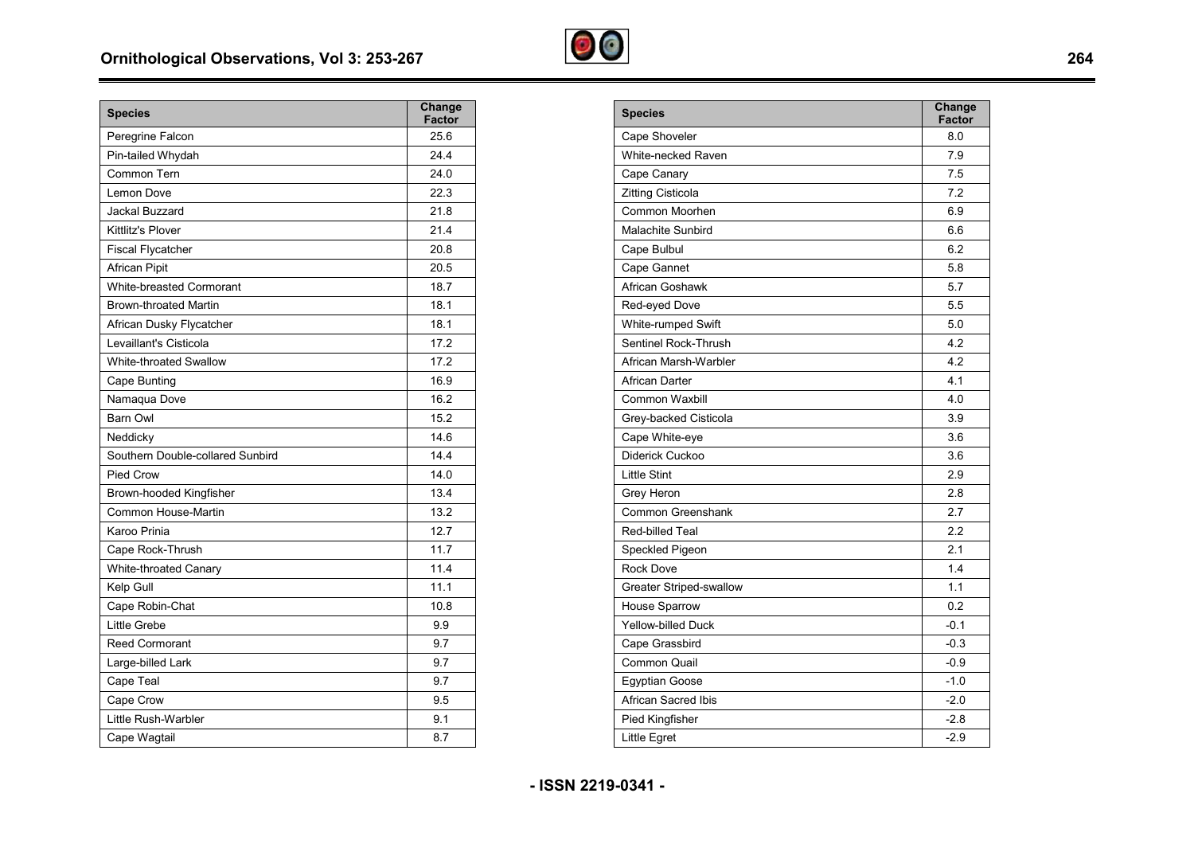| Species | Change Factor |
|---|---|
| Peregrine Falcon | 25.6 |
| Pin-tailed Whydah | 24.4 |
| Common Tern | 24.0 |
| Lemon Dove | 22.3 |
| Jackal Buzzard | 21.8 |
| Kittlitz's Plover | 21.4 |
| Fiscal Flycatcher | 20.8 |
| African Pipit | 20.5 |
| White-breasted Cormorant | 18.7 |
| Brown-throated Martin | 18.1 |
| African Dusky Flycatcher | 18.1 |
| Levaillant's Cisticola | 17.2 |
| White-throated Swallow | 17.2 |
| Cape Bunting | 16.9 |
| Namaqua Dove | 16.2 |
| Barn Owl | 15.2 |
| Neddicky | 14.6 |
| Southern Double-collared Sunbird | 14.4 |
| Pied Crow | 14.0 |
| Brown-hooded Kingfisher | 13.4 |
| Common House-Martin | 13.2 |
| Karoo Prinia | 12.7 |
| Cape Rock-Thrush | 11.7 |
| White-throated Canary | 11.4 |
| Kelp Gull | 11.1 |
| Cape Robin-Chat | 10.8 |
| Little Grebe | 9.9 |
| Reed Cormorant | 9.7 |
| Large-billed Lark | 9.7 |
| Cape Teal | 9.7 |
| Cape Crow | 9.5 |
| Little Rush-Warbler | 9.1 |
| Cape Wagtail | 8.7 |
| Cape Shoveler | 8.0 |
| White-necked Raven | 7.9 |
| Cape Canary | 7.5 |
| Zitting Cisticola | 7.2 |
| Common Moorhen | 6.9 |
| Malachite Sunbird | 6.6 |
| Cape Bulbul | 6.2 |
| Cape Gannet | 5.8 |
| African Goshawk | 5.7 |
| Red-eyed Dove | 5.5 |
| White-rumped Swift | 5.0 |
| Sentinel Rock-Thrush | 4.2 |
| African Marsh-Warbler | 4.2 |
| African Darter | 4.1 |
| Common Waxbill | 4.0 |
| Grey-backed Cisticola | 3.9 |
| Cape White-eye | 3.6 |
| Diderick Cuckoo | 3.6 |
| Little Stint | 2.9 |
| Grey Heron | 2.8 |
| Common Greenshank | 2.7 |
| Red-billed Teal | 2.2 |
| Speckled Pigeon | 2.1 |
| Rock Dove | 1.4 |
| Greater Striped-swallow | 1.1 |
| House Sparrow | 0.2 |
| Yellow-billed Duck | -0.1 |
| Cape Grassbird | -0.3 |
| Common Quail | -0.9 |
| Egyptian Goose | -1.0 |
| African Sacred Ibis | -2.0 |
| Pied Kingfisher | -2.8 |
| Little Egret | -2.9 |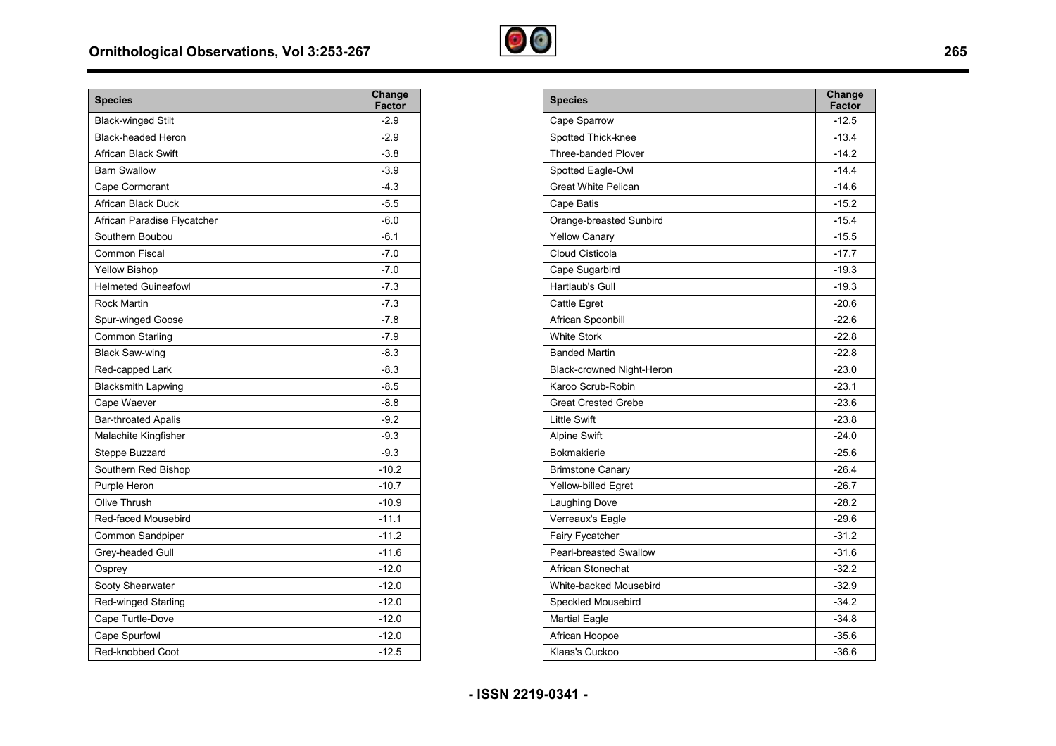| Species | Change Factor |
|---|---|
| Black-winged Stilt | -2.9 |
| Black-headed Heron | -2.9 |
| African Black Swift | -3.8 |
| Barn Swallow | -3.9 |
| Cape Cormorant | -4.3 |
| African Black Duck | -5.5 |
| African Paradise Flycatcher | -6.0 |
| Southern Boubou | -6.1 |
| Common Fiscal | -7.0 |
| Yellow Bishop | -7.0 |
| Helmeted Guineafowl | -7.3 |
| Rock Martin | -7.3 |
| Spur-winged Goose | -7.8 |
| Common Starling | -7.9 |
| Black Saw-wing | -8.3 |
| Red-capped Lark | -8.3 |
| Blacksmith Lapwing | -8.5 |
| Cape Waever | -8.8 |
| Bar-throated Apalis | -9.2 |
| Malachite Kingfisher | -9.3 |
| Steppe Buzzard | -9.3 |
| Southern Red Bishop | -10.2 |
| Purple Heron | -10.7 |
| Olive Thrush | -10.9 |
| Red-faced Mousebird | -11.1 |
| Common Sandpiper | -11.2 |
| Grey-headed Gull | -11.6 |
| Osprey | -12.0 |
| Sooty Shearwater | -12.0 |
| Red-winged Starling | -12.0 |
| Cape Turtle-Dove | -12.0 |
| Cape Spurfowl | -12.0 |
| Red-knobbed Coot | -12.5 |

| Species | Change Factor |
|---|---|
| Cape Sparrow | -12.5 |
| Spotted Thick-knee | -13.4 |
| Three-banded Plover | -14.2 |
| Spotted Eagle-Owl | -14.4 |
| Great White Pelican | -14.6 |
| Cape Batis | -15.2 |
| Orange-breasted Sunbird | -15.4 |
| Yellow Canary | -15.5 |
| Cloud Cisticola | -17.7 |
| Cape Sugarbird | -19.3 |
| Hartlaub's Gull | -19.3 |
| Cattle Egret | -20.6 |
| African Spoonbill | -22.6 |
| White Stork | -22.8 |
| Banded Martin | -22.8 |
| Black-crowned Night-Heron | -23.0 |
| Karoo Scrub-Robin | -23.1 |
| Great Crested Grebe | -23.6 |
| Little Swift | -23.8 |
| Alpine Swift | -24.0 |
| Bokmakierie | -25.6 |
| Brimstone Canary | -26.4 |
| Yellow-billed Egret | -26.7 |
| Laughing Dove | -28.2 |
| Verreaux's Eagle | -29.6 |
| Fairy Fycatcher | -31.2 |
| Pearl-breasted Swallow | -31.6 |
| African Stonechat | -32.2 |
| White-backed Mousebird | -32.9 |
| Speckled Mousebird | -34.2 |
| Martial Eagle | -34.8 |
| African Hoopoe | -35.6 |
| Klaas's Cuckoo | -36.6 |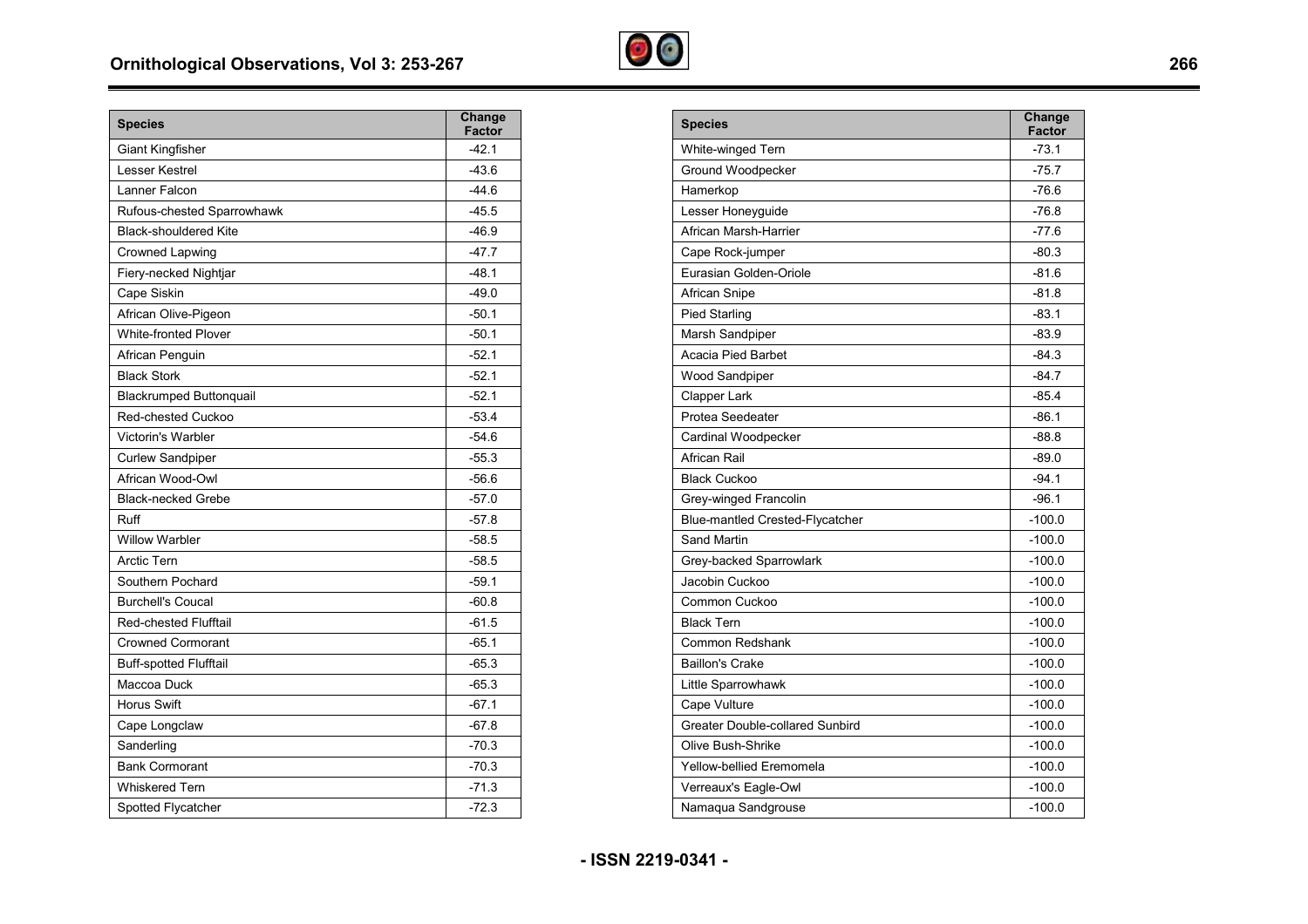| Species | Change Factor |
|---|---|
| Giant Kingfisher | -42.1 |
| Lesser Kestrel | -43.6 |
| Lanner Falcon | -44.6 |
| Rufous-chested Sparrowhawk | -45.5 |
| Black-shouldered Kite | -46.9 |
| Crowned Lapwing | -47.7 |
| Fiery-necked Nightjar | -48.1 |
| Cape Siskin | -49.0 |
| African Olive-Pigeon | -50.1 |
| White-fronted Plover | -50.1 |
| African Penguin | -52.1 |
| Black Stork | -52.1 |
| Blackrumped Buttonquail | -52.1 |
| Red-chested Cuckoo | -53.4 |
| Victorin's Warbler | -54.6 |
| Curlew Sandpiper | -55.3 |
| African Wood-Owl | -56.6 |
| Black-necked Grebe | -57.0 |
| Ruff | -57.8 |
| Willow Warbler | -58.5 |
| Arctic Tern | -58.5 |
| Southern Pochard | -59.1 |
| Burchell's Coucal | -60.8 |
| Red-chested Flufftail | -61.5 |
| Crowned Cormorant | -65.1 |
| Buff-spotted Flufftail | -65.3 |
| Maccoa Duck | -65.3 |
| Horus Swift | -67.1 |
| Cape Longclaw | -67.8 |
| Sanderling | -70.3 |
| Bank Cormorant | -70.3 |
| Whiskered Tern | -71.3 |
| Spotted Flycatcher | -72.3 |
| White-winged Tern | -73.1 |
| Ground Woodpecker | -75.7 |
| Hamerkop | -76.6 |
| Lesser Honeyguide | -76.8 |
| African Marsh-Harrier | -77.6 |
| Cape Rock-jumper | -80.3 |
| Eurasian Golden-Oriole | -81.6 |
| African Snipe | -81.8 |
| Pied Starling | -83.1 |
| Marsh Sandpiper | -83.9 |
| Acacia Pied Barbet | -84.3 |
| Wood Sandpiper | -84.7 |
| Clapper Lark | -85.4 |
| Protea Seedeater | -86.1 |
| Cardinal Woodpecker | -88.8 |
| African Rail | -89.0 |
| Black Cuckoo | -94.1 |
| Grey-winged Francolin | -96.1 |
| Blue-mantled Crested-Flycatcher | -100.0 |
| Sand Martin | -100.0 |
| Grey-backed Sparrowlark | -100.0 |
| Jacobin Cuckoo | -100.0 |
| Common Cuckoo | -100.0 |
| Black Tern | -100.0 |
| Common Redshank | -100.0 |
| Baillon's Crake | -100.0 |
| Little Sparrowhawk | -100.0 |
| Cape Vulture | -100.0 |
| Greater Double-collared Sunbird | -100.0 |
| Olive Bush-Shrike | -100.0 |
| Yellow-bellied Eremomela | -100.0 |
| Verreaux's Eagle-Owl | -100.0 |
| Namaqua Sandgrouse | -100.0 |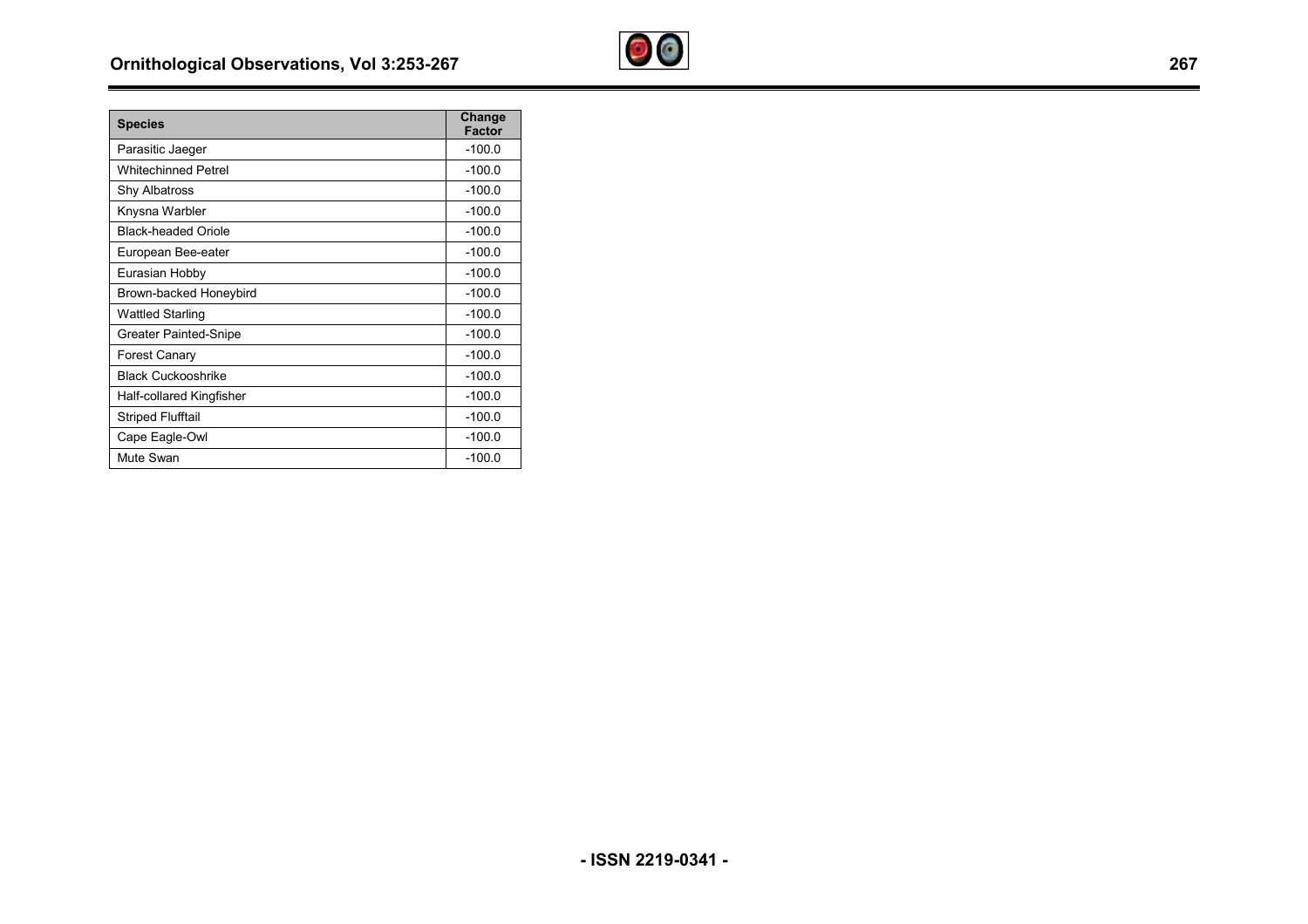| Species | Change Factor |
|---|---|
| Parasitic Jaeger | -100.0 |
| Whitechinned Petrel | -100.0 |
| Shy Albatross | -100.0 |
| Knysna Warbler | -100.0 |
| Black-headed Oriole | -100.0 |
| European Bee-eater | -100.0 |
| Eurasian Hobby | -100.0 |
| Brown-backed Honeybird | -100.0 |
| Wattled Starling | -100.0 |
| Greater Painted-Snipe | -100.0 |
| Forest Canary | -100.0 |
| Black Cuckooshrike | -100.0 |
| Half-collared Kingfisher | -100.0 |
| Striped Flufftail | -100.0 |
| Cape Eagle-Owl | -100.0 |
| Mute Swan | -100.0 |